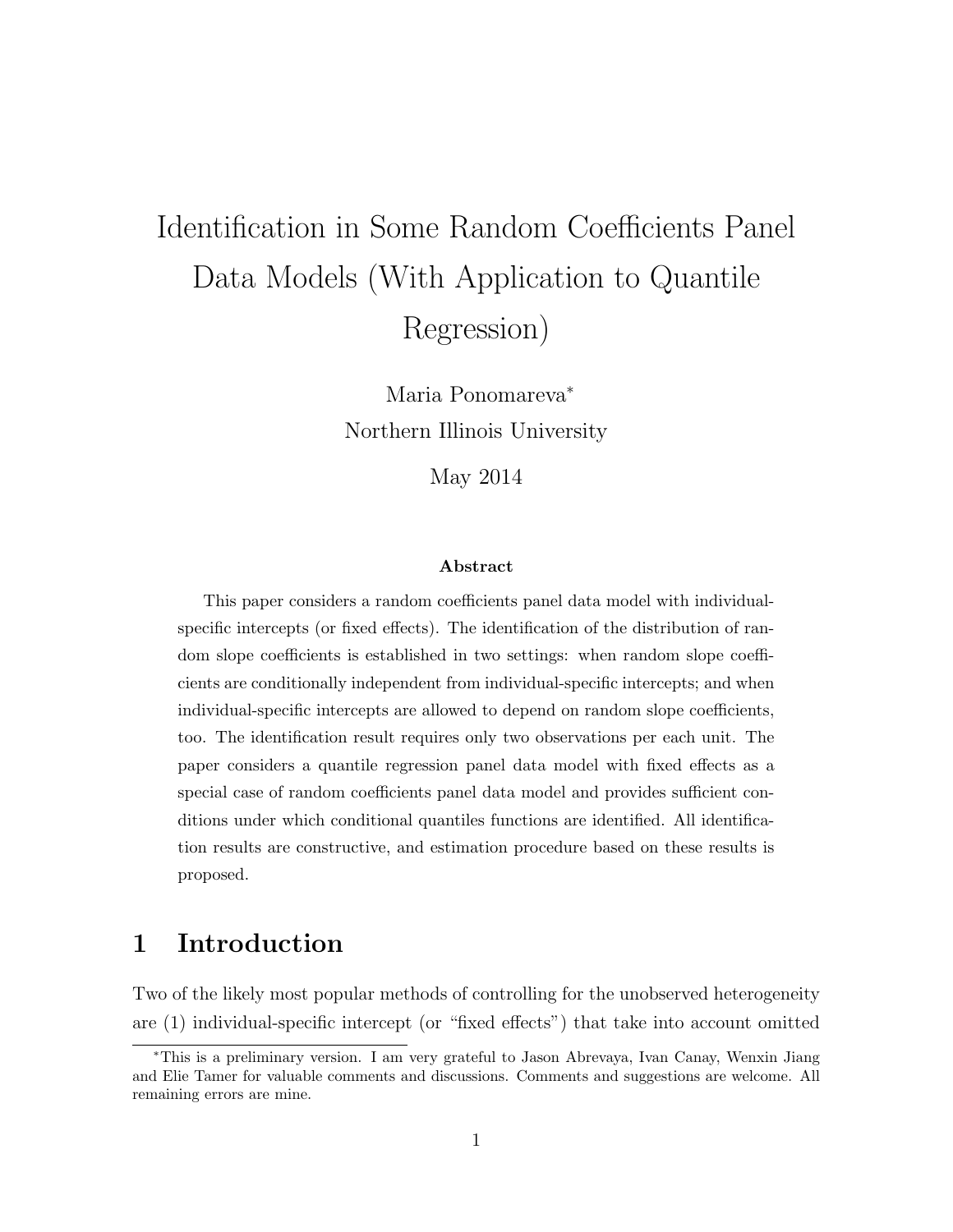# Identification in Some Random Coefficients Panel Data Models (With Application to Quantile Regression)

Maria Ponomareva*

Northern Illinois University

May 2014

### Abstract

This paper considers a random coefficients panel data model with individual-specific intercepts (or fixed effects). The identification of the distribution of random slope coefficients is established in two settings: when random slope coefficients are conditionally independent from individual-specific intercepts; and when individual-specific intercepts are allowed to depend on random slope coefficients, too. The identification result requires only two observations per each unit. The paper considers a quantile regression panel data model with fixed effects as a special case of random coefficients panel data model and provides sufficient conditions under which conditional quantiles functions are identified. All identification results are constructive, and estimation procedure based on these results is proposed.

## 1 Introduction

Two of the likely most popular methods of controlling for the unobserved heterogeneity are (1) individual-specific intercept (or "fixed effects") that take into account omitted

---

*This is a preliminary version. I am very grateful to Jason Abrevaya, Ivan Canay, Wenxin Jiang and Elie Tamer for valuable comments and discussions. Comments and suggestions are welcome. All remaining errors are mine.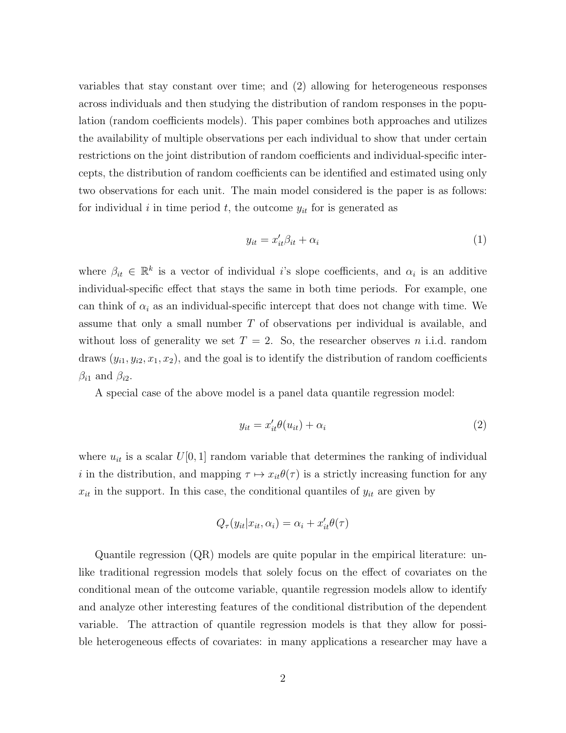variables that stay constant over time; and (2) allowing for heterogeneous responses across individuals and then studying the distribution of random responses in the population (random coefficients models). This paper combines both approaches and utilizes the availability of multiple observations per each individual to show that under certain restrictions on the joint distribution of random coefficients and individual-specific intercepts, the distribution of random coefficients can be identified and estimated using only two observations for each unit. The main model considered is the paper is as follows: for individual $i$ in time period $t$, the outcome $y_{it}$ for is generated as

$$y_{it} = x_{it}'\beta_{it} + \alpha_i \tag{1}$$

where $\beta_{it} \in \mathbb{R}^k$ is a vector of individual $i$'s slope coefficients, and $\alpha_i$ is an additive individual-specific effect that stays the same in both time periods. For example, one can think of $\alpha_i$ as an individual-specific intercept that does not change with time. We assume that only a small number $T$ of observations per individual is available, and without loss of generality we set $T = 2$. So, the researcher observes $n$ i.i.d. random draws $(y_{i1}, y_{i2}, x_1, x_2)$, and the goal is to identify the distribution of random coefficients $\beta_{i1}$ and $\beta_{i2}$.

A special case of the above model is a panel data quantile regression model:

$$y_{it} = x_{it}'\theta(u_{it}) + \alpha_i \tag{2}$$

where $u_{it}$ is a scalar $U[0,1]$ random variable that determines the ranking of individual $i$ in the distribution, and mapping $\tau \mapsto x_{it}\theta(\tau)$ is a strictly increasing function for any $x_{it}$ in the support. In this case, the conditional quantiles of $y_{it}$ are given by

$$Q_\tau(y_{it}|x_{it}, \alpha_i) = \alpha_i + x_{it}'\theta(\tau)$$

Quantile regression (QR) models are quite popular in the empirical literature: unlike traditional regression models that solely focus on the effect of covariates on the conditional mean of the outcome variable, quantile regression models allow to identify and analyze other interesting features of the conditional distribution of the dependent variable. The attraction of quantile regression models is that they allow for possible heterogeneous effects of covariates: in many applications a researcher may have a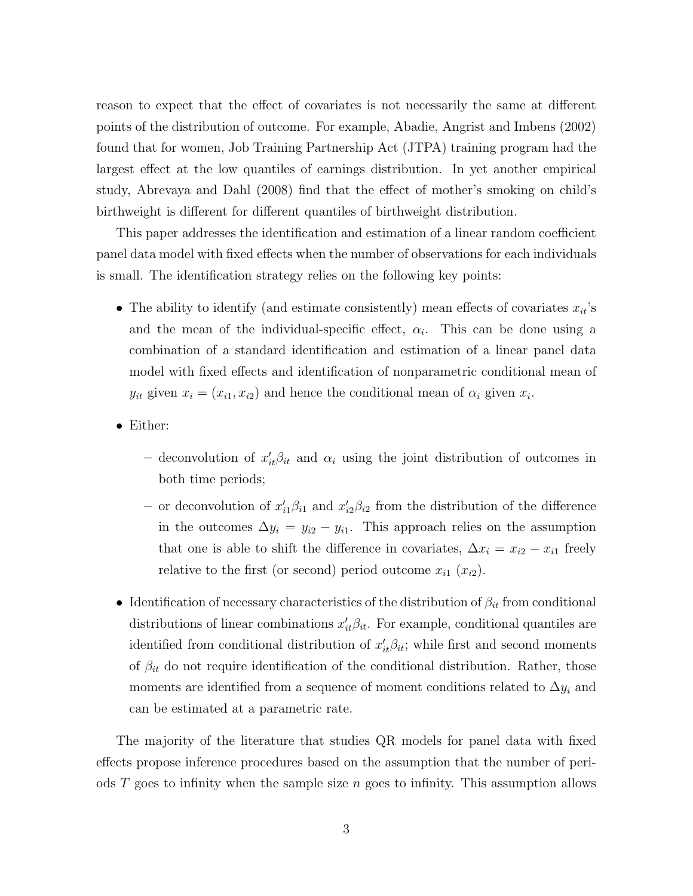reason to expect that the effect of covariates is not necessarily the same at different points of the distribution of outcome. For example, Abadie, Angrist and Imbens (2002) found that for women, Job Training Partnership Act (JTPA) training program had the largest effect at the low quantiles of earnings distribution. In yet another empirical study, Abrevaya and Dahl (2008) find that the effect of mother's smoking on child's birthweight is different for different quantiles of birthweight distribution.

This paper addresses the identification and estimation of a linear random coefficient panel data model with fixed effects when the number of observations for each individuals is small. The identification strategy relies on the following key points:

- The ability to identify (and estimate consistently) mean effects of covariates $x_{it}$'s and the mean of the individual-specific effect, $\alpha_i$. This can be done using a combination of a standard identification and estimation of a linear panel data model with fixed effects and identification of nonparametric conditional mean of $y_{it}$ given $x_i = (x_{i1}, x_{i2})$ and hence the conditional mean of $\alpha_i$ given $x_i$.
- Either:
  - deconvolution of $x_{it}'\beta_{it}$ and $\alpha_i$ using the joint distribution of outcomes in both time periods;
  - or deconvolution of $x_{i1}'\beta_{i1}$ and $x_{i2}'\beta_{i2}$ from the distribution of the difference in the outcomes $\Delta y_i = y_{i2} - y_{i1}$. This approach relies on the assumption that one is able to shift the difference in covariates, $\Delta x_i = x_{i2} - x_{i1}$ freely relative to the first (or second) period outcome $x_{i1}$ ($x_{i2}$).
- Identification of necessary characteristics of the distribution of $\beta_{it}$ from conditional distributions of linear combinations $x_{it}'\beta_{it}$. For example, conditional quantiles are identified from conditional distribution of $x_{it}'\beta_{it}$; while first and second moments of $\beta_{it}$ do not require identification of the conditional distribution. Rather, those moments are identified from a sequence of moment conditions related to $\Delta y_i$ and can be estimated at a parametric rate.

The majority of the literature that studies QR models for panel data with fixed effects propose inference procedures based on the assumption that the number of periods $T$ goes to infinity when the sample size $n$ goes to infinity. This assumption allows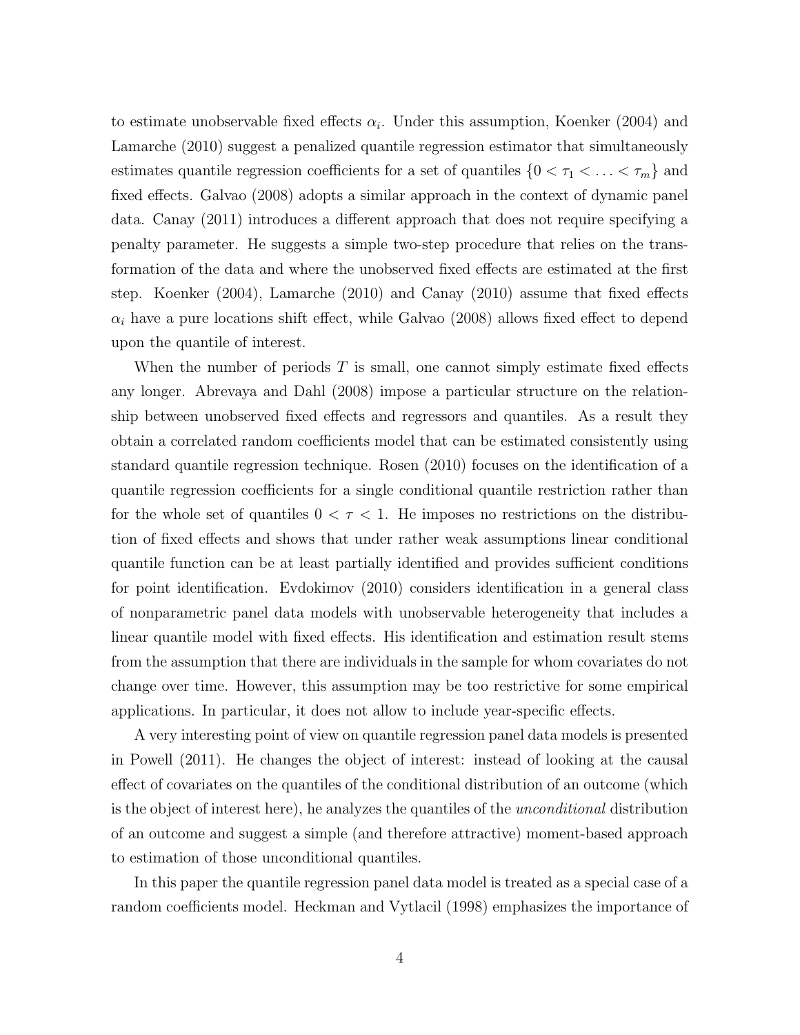to estimate unobservable fixed effects $\alpha_i$. Under this assumption, Koenker (2004) and Lamarche (2010) suggest a penalized quantile regression estimator that simultaneously estimates quantile regression coefficients for a set of quantiles $\{0 < \tau_1 < \ldots < \tau_m\}$ and fixed effects. Galvao (2008) adopts a similar approach in the context of dynamic panel data. Canay (2011) introduces a different approach that does not require specifying a penalty parameter. He suggests a simple two-step procedure that relies on the transformation of the data and where the unobserved fixed effects are estimated at the first step. Koenker (2004), Lamarche (2010) and Canay (2010) assume that fixed effects $\alpha_i$ have a pure locations shift effect, while Galvao (2008) allows fixed effect to depend upon the quantile of interest.

When the number of periods $T$ is small, one cannot simply estimate fixed effects any longer. Abrevaya and Dahl (2008) impose a particular structure on the relationship between unobserved fixed effects and regressors and quantiles. As a result they obtain a correlated random coefficients model that can be estimated consistently using standard quantile regression technique. Rosen (2010) focuses on the identification of a quantile regression coefficients for a single conditional quantile restriction rather than for the whole set of quantiles $0 < \tau < 1$. He imposes no restrictions on the distribution of fixed effects and shows that under rather weak assumptions linear conditional quantile function can be at least partially identified and provides sufficient conditions for point identification. Evdokimov (2010) considers identification in a general class of nonparametric panel data models with unobservable heterogeneity that includes a linear quantile model with fixed effects. His identification and estimation result stems from the assumption that there are individuals in the sample for whom covariates do not change over time. However, this assumption may be too restrictive for some empirical applications. In particular, it does not allow to include year-specific effects.

A very interesting point of view on quantile regression panel data models is presented in Powell (2011). He changes the object of interest: instead of looking at the causal effect of covariates on the quantiles of the conditional distribution of an outcome (which is the object of interest here), he analyzes the quantiles of the *unconditional* distribution of an outcome and suggest a simple (and therefore attractive) moment-based approach to estimation of those unconditional quantiles.

In this paper the quantile regression panel data model is treated as a special case of a random coefficients model. Heckman and Vytlacil (1998) emphasizes the importance of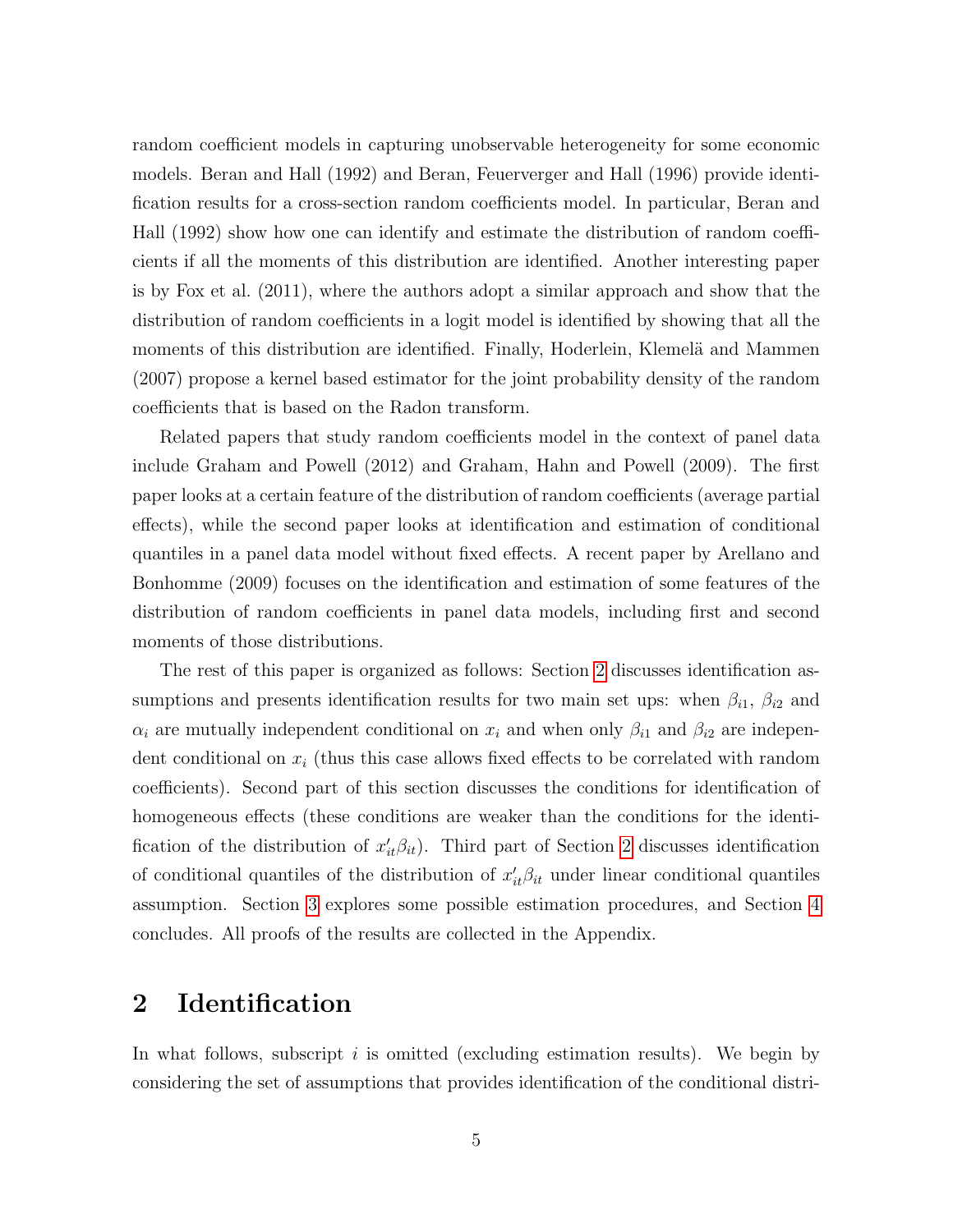random coefficient models in capturing unobservable heterogeneity for some economic models. Beran and Hall (1992) and Beran, Feuerverger and Hall (1996) provide identification results for a cross-section random coefficients model. In particular, Beran and Hall (1992) show how one can identify and estimate the distribution of random coefficients if all the moments of this distribution are identified. Another interesting paper is by Fox et al. (2011), where the authors adopt a similar approach and show that the distribution of random coefficients in a logit model is identified by showing that all the moments of this distribution are identified. Finally, Hoderlein, Klemelä and Mammen (2007) propose a kernel based estimator for the joint probability density of the random coefficients that is based on the Radon transform.

Related papers that study random coefficients model in the context of panel data include Graham and Powell (2012) and Graham, Hahn and Powell (2009). The first paper looks at a certain feature of the distribution of random coefficients (average partial effects), while the second paper looks at identification and estimation of conditional quantiles in a panel data model without fixed effects. A recent paper by Arellano and Bonhomme (2009) focuses on the identification and estimation of some features of the distribution of random coefficients in panel data models, including first and second moments of those distributions.

The rest of this paper is organized as follows: Section 2 discusses identification assumptions and presents identification results for two main set ups: when $\beta_{i1}$, $\beta_{i2}$ and $\alpha_i$ are mutually independent conditional on $x_i$ and when only $\beta_{i1}$ and $\beta_{i2}$ are independent conditional on $x_i$ (thus this case allows fixed effects to be correlated with random coefficients). Second part of this section discusses the conditions for identification of homogeneous effects (these conditions are weaker than the conditions for the identification of the distribution of $x_{it}'\beta_{it}$). Third part of Section 2 discusses identification of conditional quantiles of the distribution of $x_{it}'\beta_{it}$ under linear conditional quantiles assumption. Section 3 explores some possible estimation procedures, and Section 4 concludes. All proofs of the results are collected in the Appendix.

## 2 Identification

In what follows, subscript $i$ is omitted (excluding estimation results). We begin by considering the set of assumptions that provides identification of the conditional distri-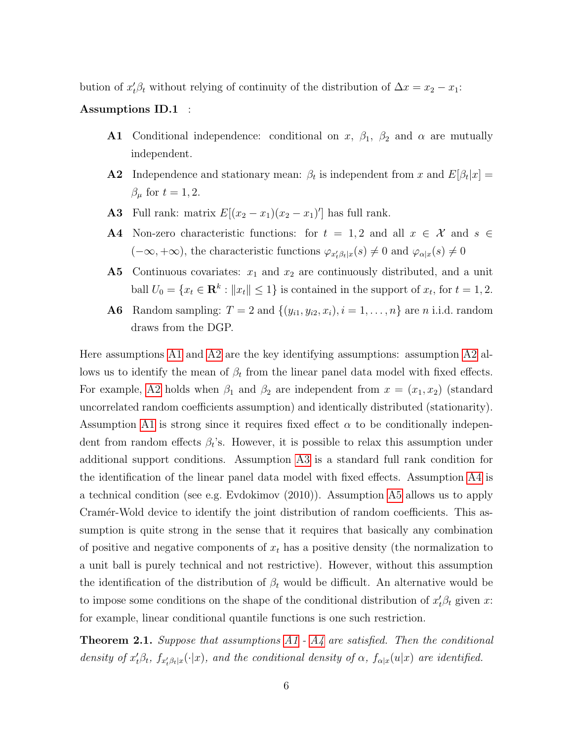bution of $x_t'\beta_t$ without relying of continuity of the distribution of $\Delta x = x_2 - x_1$:

**Assumptions ID.1** :

- **A1** Conditional independence: conditional on $x$, $\beta_1$, $\beta_2$ and $\alpha$ are mutually independent.
- **A2** Independence and stationary mean: $\beta_t$ is independent from $x$ and $E[\beta_t|x] = \beta_\mu$ for $t = 1, 2$.
- **A3** Full rank: matrix $E[(x_2 - x_1)(x_2 - x_1)']$ has full rank.
- **A4** Non-zero characteristic functions: for $t = 1, 2$ and all $x \in \mathcal{X}$ and $s \in (-\infty, +\infty)$, the characteristic functions $\varphi_{x_t'\beta_t|x}(s) \neq 0$ and $\varphi_{\alpha|x}(s) \neq 0$
- **A5** Continuous covariates: $x_1$ and $x_2$ are continuously distributed, and a unit ball $U_0 = \{x_t \in \mathbf{R}^k : \|x_t\| \leq 1\}$ is contained in the support of $x_t$, for $t = 1, 2$.
- **A6** Random sampling: $T = 2$ and $\{(y_{i1}, y_{i2}, x_i), i = 1, \ldots, n\}$ are $n$ i.i.d. random draws from the DGP.

Here assumptions A1 and A2 are the key identifying assumptions: assumption A2 allows us to identify the mean of $\beta_t$ from the linear panel data model with fixed effects. For example, A2 holds when $\beta_1$ and $\beta_2$ are independent from $x = (x_1, x_2)$ (standard uncorrelated random coefficients assumption) and identically distributed (stationarity). Assumption A1 is strong since it requires fixed effect $\alpha$ to be conditionally independent from random effects $\beta_t$'s. However, it is possible to relax this assumption under additional support conditions. Assumption A3 is a standard full rank condition for the identification of the linear panel data model with fixed effects. Assumption A4 is a technical condition (see e.g. Evdokimov (2010)). Assumption A5 allows us to apply Cramér-Wold device to identify the joint distribution of random coefficients. This assumption is quite strong in the sense that it requires that basically any combination of positive and negative components of $x_t$ has a positive density (the normalization to a unit ball is purely technical and not restrictive). However, without this assumption the identification of the distribution of $\beta_t$ would be difficult. An alternative would be to impose some conditions on the shape of the conditional distribution of $x_t'\beta_t$ given $x$: for example, linear conditional quantile functions is one such restriction.

**Theorem 2.1.** *Suppose that assumptions A1 - A4 are satisfied. Then the conditional density of $x_t'\beta_t$, $f_{x_t'\beta_t|x}(\cdot|x)$, and the conditional density of $\alpha$, $f_{\alpha|x}(u|x)$ are identified.*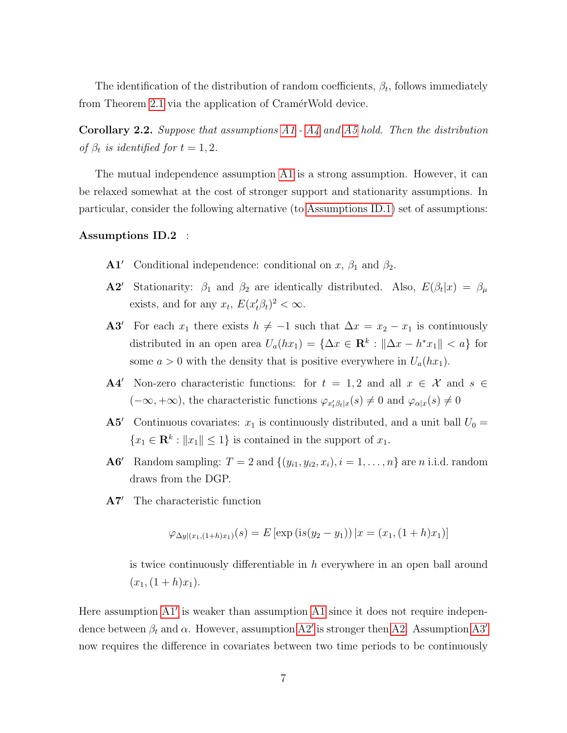The identification of the distribution of random coefficients, $\beta_t$, follows immediately from Theorem 2.1 via the application of CramérWold device.

**Corollary 2.2.** *Suppose that assumptions A1 - A4 and A5 hold. Then the distribution of $\beta_t$ is identified for $t = 1, 2$.*

The mutual independence assumption A1 is a strong assumption. However, it can be relaxed somewhat at the cost of stronger support and stationarity assumptions. In particular, consider the following alternative (to Assumptions ID.1) set of assumptions:

**Assumptions ID.2** :

- **A1′** Conditional independence: conditional on $x$, $\beta_1$ and $\beta_2$.
- **A2′** Stationarity: $\beta_1$ and $\beta_2$ are identically distributed. Also, $E(\beta_t|x) = \beta_\mu$ exists, and for any $x_t$, $E(x_t'\beta_t)^2 < \infty$.
- **A3′** For each $x_1$ there exists $h \neq -1$ such that $\Delta x = x_2 - x_1$ is continuously distributed in an open area $U_a(hx_1) = \{\Delta x \in \mathbf{R}^k : \|\Delta x - h^* x_1\| < a\}$ for some $a > 0$ with the density that is positive everywhere in $U_a(hx_1)$.
- **A4′** Non-zero characteristic functions: for $t = 1, 2$ and all $x \in \mathcal{X}$ and $s \in (-\infty, +\infty)$, the characteristic functions $\varphi_{x_t'\beta_t|x}(s) \neq 0$ and $\varphi_{\alpha|x}(s) \neq 0$
- **A5′** Continuous covariates: $x_1$ is continuously distributed, and a unit ball $U_0 = \{x_1 \in \mathbf{R}^k : \|x_1\| \leq 1\}$ is contained in the support of $x_1$.
- **A6′** Random sampling: $T = 2$ and $\{(y_{i1}, y_{i2}, x_i), i = 1, \ldots, n\}$ are $n$ i.i.d. random draws from the DGP.
- **A7′** The characteristic function

$$\varphi_{\Delta y|(x_1,(1+h)x_1)}(s) = E\left[\exp\left(is(y_2 - y_1)\right)|x = (x_1, (1+h)x_1)\right]$$

is twice continuously differentiable in $h$ everywhere in an open ball around $(x_1, (1+h)x_1)$.

Here assumption A1′ is weaker than assumption A1 since it does not require independence between $\beta_t$ and $\alpha$. However, assumption A2′ is stronger then A2. Assumption A3′ now requires the difference in covariates between two time periods to be continuously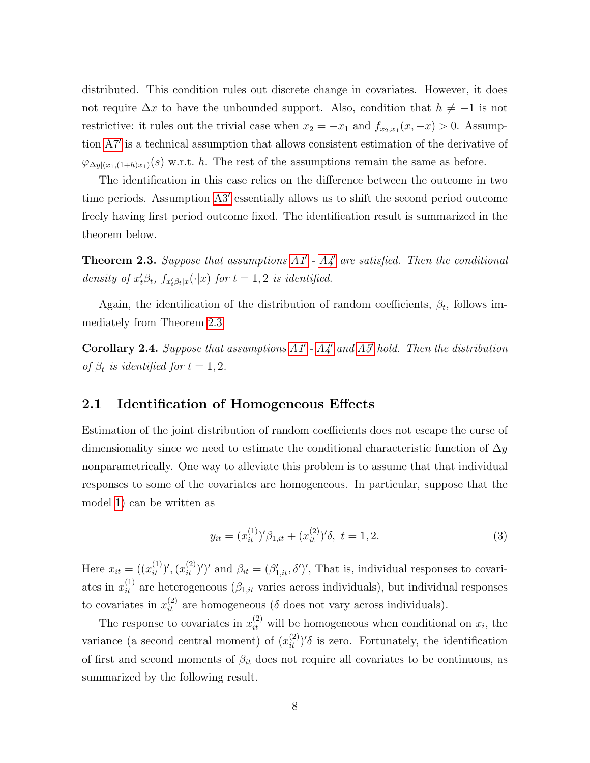distributed. This condition rules out discrete change in covariates. However, it does not require $\Delta x$ to have the unbounded support. Also, condition that $h \neq -1$ is not restrictive: it rules out the trivial case when $x_2 = -x_1$ and $f_{x_2,x_1}(x,-x) > 0$. Assumption A7′ is a technical assumption that allows consistent estimation of the derivative of $\varphi_{\Delta y|(x_1,(1+h)x_1)}(s)$ w.r.t. $h$. The rest of the assumptions remain the same as before.

The identification in this case relies on the difference between the outcome in two time periods. Assumption A3′ essentially allows us to shift the second period outcome freely having first period outcome fixed. The identification result is summarized in the theorem below.

**Theorem 2.3.** *Suppose that assumptions A1′ - A4′ are satisfied. Then the conditional density of $x_t'\beta_t$, $f_{x_t'\beta_t|x}(\cdot|x)$ for $t = 1, 2$ is identified.*

Again, the identification of the distribution of random coefficients, $\beta_t$, follows immediately from Theorem 2.3:

**Corollary 2.4.** *Suppose that assumptions A1′ - A4′ and A5′ hold. Then the distribution of $\beta_t$ is identified for $t = 1, 2$.*

## 2.1 Identification of Homogeneous Effects

Estimation of the joint distribution of random coefficients does not escape the curse of dimensionality since we need to estimate the conditional characteristic function of $\Delta y$ nonparametrically. One way to alleviate this problem is to assume that that individual responses to some of the covariates are homogeneous. In particular, suppose that the model 1) can be written as

$$y_{it} = (x_{it}^{(1)})'\beta_{1,it} + (x_{it}^{(2)})'\delta, \ t = 1, 2. \tag{3}$$

Here $x_{it} = ((x_{it}^{(1)})', (x_{it}^{(2)})')'$ and $\beta_{it} = (\beta_{1,it}', \delta')'$, That is, individual responses to covariates in $x_{it}^{(1)}$ are heterogeneous ($\beta_{1,it}$ varies across individuals), but individual responses to covariates in $x_{it}^{(2)}$ are homogeneous ($\delta$ does not vary across individuals).

The response to covariates in $x_{it}^{(2)}$ will be homogeneous when conditional on $x_i$, the variance (a second central moment) of $(x_{it}^{(2)})'\delta$ is zero. Fortunately, the identification of first and second moments of $\beta_{it}$ does not require all covariates to be continuous, as summarized by the following result.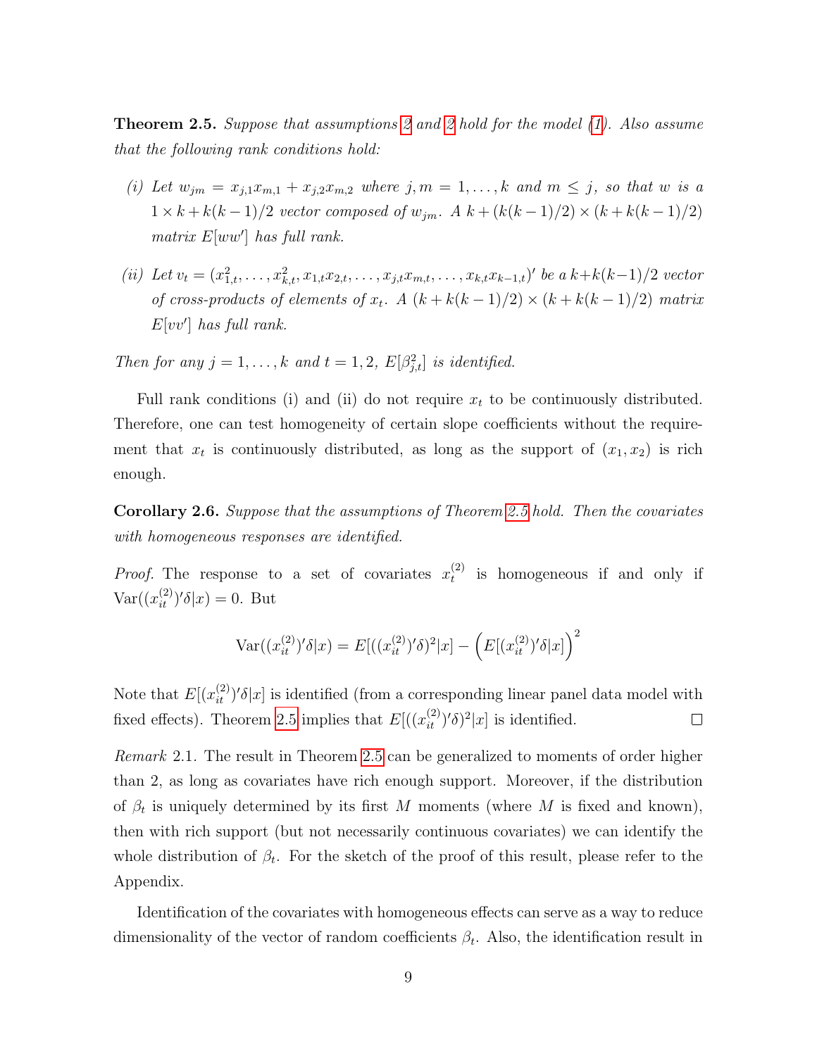**Theorem 2.5.** *Suppose that assumptions 2 and 2 hold for the model (1). Also assume that the following rank conditions hold:*

*(i) Let $w_{jm} = x_{j,1}x_{m,1} + x_{j,2}x_{m,2}$ where $j, m = 1, \ldots, k$ and $m \leq j$, so that $w$ is a $1 \times k + k(k-1)/2$ vector composed of $w_{jm}$. A $k + (k(k-1)/2) \times (k + k(k-1)/2)$ matrix $E[ww']$ has full rank.*

*(ii) Let $v_t = (x_{1,t}^2, \ldots, x_{k,t}^2, x_{1,t}x_{2,t}, \ldots, x_{j,t}x_{m,t}, \ldots, x_{k,t}x_{k-1,t})'$ be a $k + k(k-1)/2$ vector of cross-products of elements of $x_t$. A $(k + k(k-1)/2) \times (k + k(k-1)/2)$ matrix $E[vv']$ has full rank.*

*Then for any $j = 1, \ldots, k$ and $t = 1, 2$, $E[\beta_{j,t}^2]$ is identified.*

Full rank conditions (i) and (ii) do not require $x_t$ to be continuously distributed. Therefore, one can test homogeneity of certain slope coefficients without the requirement that $x_t$ is continuously distributed, as long as the support of $(x_1, x_2)$ is rich enough.

**Corollary 2.6.** *Suppose that the assumptions of Theorem 2.5 hold. Then the covariates with homogeneous responses are identified.*

*Proof.* The response to a set of covariates $x_t^{(2)}$ is homogeneous if and only if $\text{Var}((x_{it}^{(2)})'\delta|x) = 0$. But

$$\text{Var}((x_{it}^{(2)})'\delta|x) = E[((x_{it}^{(2)})'\delta)^2|x] - \Big(E[(x_{it}^{(2)})'\delta|x]\Big)^2$$

Note that $E[(x_{it}^{(2)})'\delta|x]$ is identified (from a corresponding linear panel data model with fixed effects). Theorem 2.5 implies that $E[((x_{it}^{(2)})'\delta)^2|x]$ is identified. $\square$

*Remark* 2.1. The result in Theorem 2.5 can be generalized to moments of order higher than 2, as long as covariates have rich enough support. Moreover, if the distribution of $\beta_t$ is uniquely determined by its first $M$ moments (where $M$ is fixed and known), then with rich support (but not necessarily continuous covariates) we can identify the whole distribution of $\beta_t$. For the sketch of the proof of this result, please refer to the Appendix.

Identification of the covariates with homogeneous effects can serve as a way to reduce dimensionality of the vector of random coefficients $\beta_t$. Also, the identification result in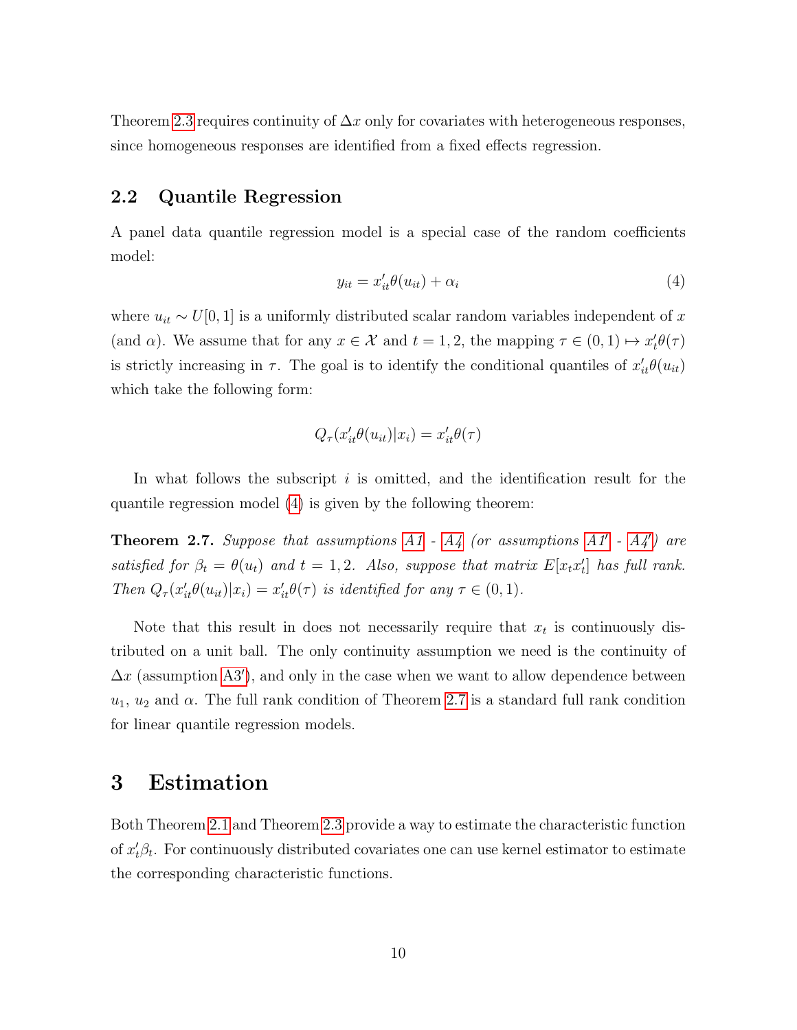Theorem 2.3 requires continuity of $\Delta x$ only for covariates with heterogeneous responses, since homogeneous responses are identified from a fixed effects regression.

## 2.2 Quantile Regression

A panel data quantile regression model is a special case of the random coefficients model:

$$y_{it} = x_{it}'\theta(u_{it}) + \alpha_i \tag{4}$$

where $u_{it} \sim U[0,1]$ is a uniformly distributed scalar random variables independent of $x$ (and $\alpha$). We assume that for any $x \in \mathcal{X}$ and $t = 1,2$, the mapping $\tau \in (0,1) \mapsto x_t'\theta(\tau)$ is strictly increasing in $\tau$. The goal is to identify the conditional quantiles of $x_{it}'\theta(u_{it})$ which take the following form:

$$Q_\tau(x_{it}'\theta(u_{it})|x_i) = x_{it}'\theta(\tau)$$

In what follows the subscript $i$ is omitted, and the identification result for the quantile regression model (4) is given by the following theorem:

**Theorem 2.7.** *Suppose that assumptions A1 - A4 (or assumptions A1′ - A4′) are satisfied for $\beta_t = \theta(u_t)$ and $t = 1,2$. Also, suppose that matrix $E[x_t x_t']$ has full rank. Then $Q_\tau(x_{it}'\theta(u_{it})|x_i) = x_{it}'\theta(\tau)$ is identified for any $\tau \in (0,1)$.*

Note that this result in does not necessarily require that $x_t$ is continuously distributed on a unit ball. The only continuity assumption we need is the continuity of $\Delta x$ (assumption A3′), and only in the case when we want to allow dependence between $u_1$, $u_2$ and $\alpha$. The full rank condition of Theorem 2.7 is a standard full rank condition for linear quantile regression models.

# 3 Estimation

Both Theorem 2.1 and Theorem 2.3 provide a way to estimate the characteristic function of $x_t'\beta_t$. For continuously distributed covariates one can use kernel estimator to estimate the corresponding characteristic functions.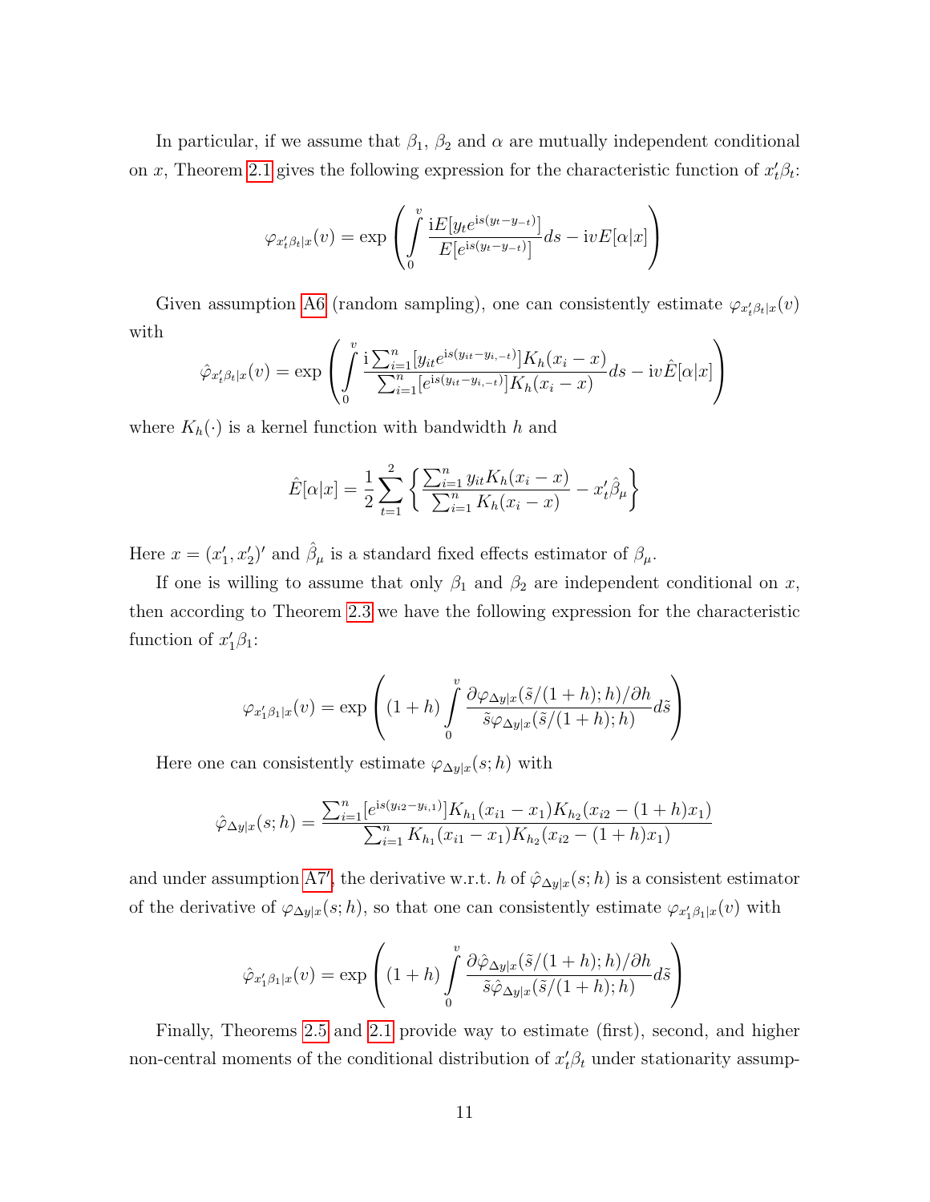In particular, if we assume that $\beta_1$, $\beta_2$ and $\alpha$ are mutually independent conditional on $x$, Theorem 2.1 gives the following expression for the characteristic function of $x_t'\beta_t$:

$$\varphi_{x_t'\beta_t|x}(v) = \exp\left(\int_0^v \frac{\mathrm{i}E[y_t e^{\mathrm{i}s(y_t - y_{-t})}]}{E[e^{\mathrm{i}s(y_t - y_{-t})}]}ds - \mathrm{i}vE[\alpha|x]\right)$$

Given assumption A6 (random sampling), one can consistently estimate $\varphi_{x_t'\beta_t|x}(v)$ with

$$\hat{\varphi}_{x_t'\beta_t|x}(v) = \exp\left(\int_0^v \frac{\mathrm{i}\sum_{i=1}^n [y_{it}e^{\mathrm{i}s(y_{it}-y_{i,-t})}]K_h(x_i - x)}{\sum_{i=1}^n [e^{\mathrm{i}s(y_{it}-y_{i,-t})}]K_h(x_i - x)}ds - \mathrm{i}v\hat{E}[\alpha|x]\right)$$

where $K_h(\cdot)$ is a kernel function with bandwidth $h$ and

$$\hat{E}[\alpha|x] = \frac{1}{2}\sum_{t=1}^{2}\left\{\frac{\sum_{i=1}^n y_{it}K_h(x_i - x)}{\sum_{i=1}^n K_h(x_i - x)} - x_t'\hat{\beta}_\mu\right\}$$

Here $x = (x_1', x_2')'$ and $\hat{\beta}_\mu$ is a standard fixed effects estimator of $\beta_\mu$.

If one is willing to assume that only $\beta_1$ and $\beta_2$ are independent conditional on $x$, then according to Theorem 2.3 we have the following expression for the characteristic function of $x_1'\beta_1$:

$$\varphi_{x_1'\beta_1|x}(v) = \exp\left((1+h)\int_0^v \frac{\partial\varphi_{\Delta y|x}(\tilde{s}/(1+h);h)/\partial h}{\tilde{s}\varphi_{\Delta y|x}(\tilde{s}/(1+h);h)}d\tilde{s}\right)$$

Here one can consistently estimate $\varphi_{\Delta y|x}(s;h)$ with

$$\hat{\varphi}_{\Delta y|x}(s;h) = \frac{\sum_{i=1}^n [e^{\mathrm{i}s(y_{i2}-y_{i,1})}]K_{h_1}(x_{i1} - x_1)K_{h_2}(x_{i2} - (1+h)x_1)}{\sum_{i=1}^n K_{h_1}(x_{i1} - x_1)K_{h_2}(x_{i2} - (1+h)x_1)}$$

and under assumption A7′, the derivative w.r.t. $h$ of $\hat{\varphi}_{\Delta y|x}(s;h)$ is a consistent estimator of the derivative of $\varphi_{\Delta y|x}(s;h)$, so that one can consistently estimate $\varphi_{x_1'\beta_1|x}(v)$ with

$$\hat{\varphi}_{x_1'\beta_1|x}(v) = \exp\left((1+h)\int_0^v \frac{\partial\hat{\varphi}_{\Delta y|x}(\tilde{s}/(1+h);h)/\partial h}{\tilde{s}\hat{\varphi}_{\Delta y|x}(\tilde{s}/(1+h);h)}d\tilde{s}\right)$$

Finally, Theorems 2.5 and 2.1 provide way to estimate (first), second, and higher non-central moments of the conditional distribution of $x_t'\beta_t$ under stationarity assump-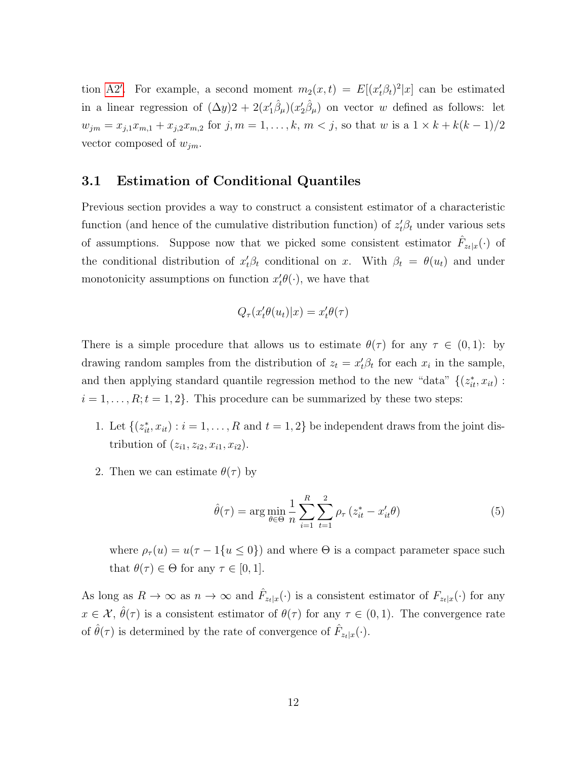tion A2′. For example, a second moment $m_2(x,t) = E[(x_t'\beta_t)^2|x]$ can be estimated in a linear regression of $(\Delta y)2 + 2(x_1'\hat{\beta}_\mu)(x_2'\hat{\beta}_\mu)$ on vector $w$ defined as follows: let $w_{jm} = x_{j,1}x_{m,1} + x_{j,2}x_{m,2}$ for $j, m = 1, \ldots, k$, $m < j$, so that $w$ is a $1 \times k + k(k-1)/2$ vector composed of $w_{jm}$.

### 3.1 Estimation of Conditional Quantiles

Previous section provides a way to construct a consistent estimator of a characteristic function (and hence of the cumulative distribution function) of $z_t'\beta_t$ under various sets of assumptions. Suppose now that we picked some consistent estimator $\hat{F}_{z_t|x}(\cdot)$ of the conditional distribution of $x_t'\beta_t$ conditional on $x$. With $\beta_t = \theta(u_t)$ and under monotonicity assumptions on function $x_t'\theta(\cdot)$, we have that

$$Q_\tau(x_t'\theta(u_t)|x) = x_t'\theta(\tau)$$

There is a simple procedure that allows us to estimate $\theta(\tau)$ for any $\tau \in (0,1)$: by drawing random samples from the distribution of $z_t = x_t'\beta_t$ for each $x_i$ in the sample, and then applying standard quantile regression method to the new "data" $\{(z_{it}^*, x_{it}) : i = 1, \ldots, R; t = 1, 2\}$. This procedure can be summarized by these two steps:

1. Let $\{(z_{it}^*, x_{it}) : i = 1, \ldots, R \text{ and } t = 1, 2\}$ be independent draws from the joint distribution of $(z_{i1}, z_{i2}, x_{i1}, x_{i2})$.

2. Then we can estimate $\theta(\tau)$ by

$$\hat{\theta}(\tau) = \arg\min_{\theta \in \Theta} \frac{1}{n} \sum_{i=1}^{R} \sum_{t=1}^{2} \rho_\tau\left(z_{it}^* - x_{it}'\theta\right) \tag{5}$$

   where $\rho_\tau(u) = u(\tau - 1\{u \leq 0\})$ and where $\Theta$ is a compact parameter space such that $\theta(\tau) \in \Theta$ for any $\tau \in [0,1]$.

As long as $R \to \infty$ as $n \to \infty$ and $\hat{F}_{z_t|x}(\cdot)$ is a consistent estimator of $F_{z_t|x}(\cdot)$ for any $x \in \mathcal{X}$, $\hat{\theta}(\tau)$ is a consistent estimator of $\theta(\tau)$ for any $\tau \in (0,1)$. The convergence rate of $\hat{\theta}(\tau)$ is determined by the rate of convergence of $\hat{F}_{z_t|x}(\cdot)$.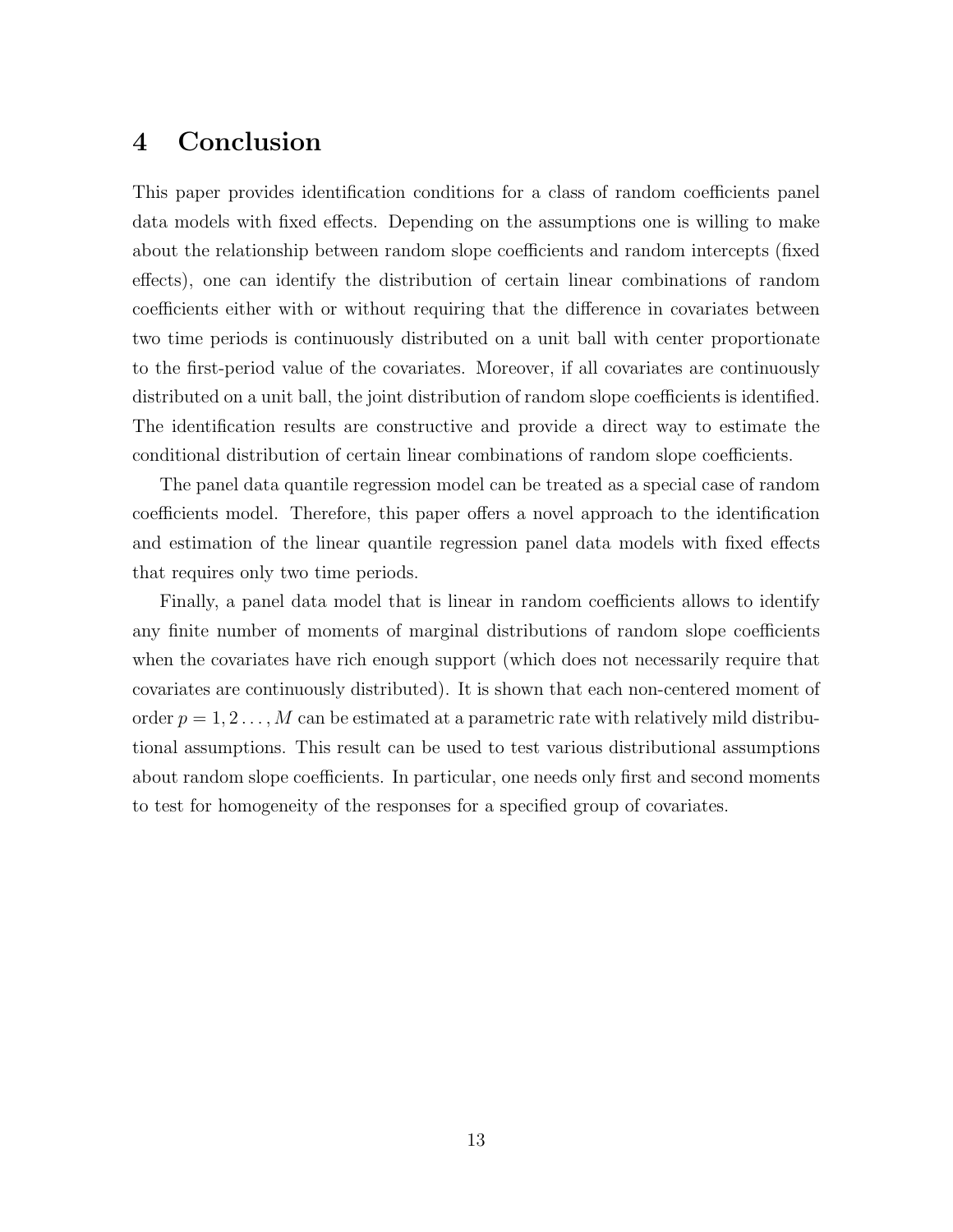# 4 Conclusion

This paper provides identification conditions for a class of random coefficients panel data models with fixed effects. Depending on the assumptions one is willing to make about the relationship between random slope coefficients and random intercepts (fixed effects), one can identify the distribution of certain linear combinations of random coefficients either with or without requiring that the difference in covariates between two time periods is continuously distributed on a unit ball with center proportionate to the first-period value of the covariates. Moreover, if all covariates are continuously distributed on a unit ball, the joint distribution of random slope coefficients is identified. The identification results are constructive and provide a direct way to estimate the conditional distribution of certain linear combinations of random slope coefficients.

The panel data quantile regression model can be treated as a special case of random coefficients model. Therefore, this paper offers a novel approach to the identification and estimation of the linear quantile regression panel data models with fixed effects that requires only two time periods.

Finally, a panel data model that is linear in random coefficients allows to identify any finite number of moments of marginal distributions of random slope coefficients when the covariates have rich enough support (which does not necessarily require that covariates are continuously distributed). It is shown that each non-centered moment of order $p = 1, 2 \dots, M$ can be estimated at a parametric rate with relatively mild distributional assumptions. This result can be used to test various distributional assumptions about random slope coefficients. In particular, one needs only first and second moments to test for homogeneity of the responses for a specified group of covariates.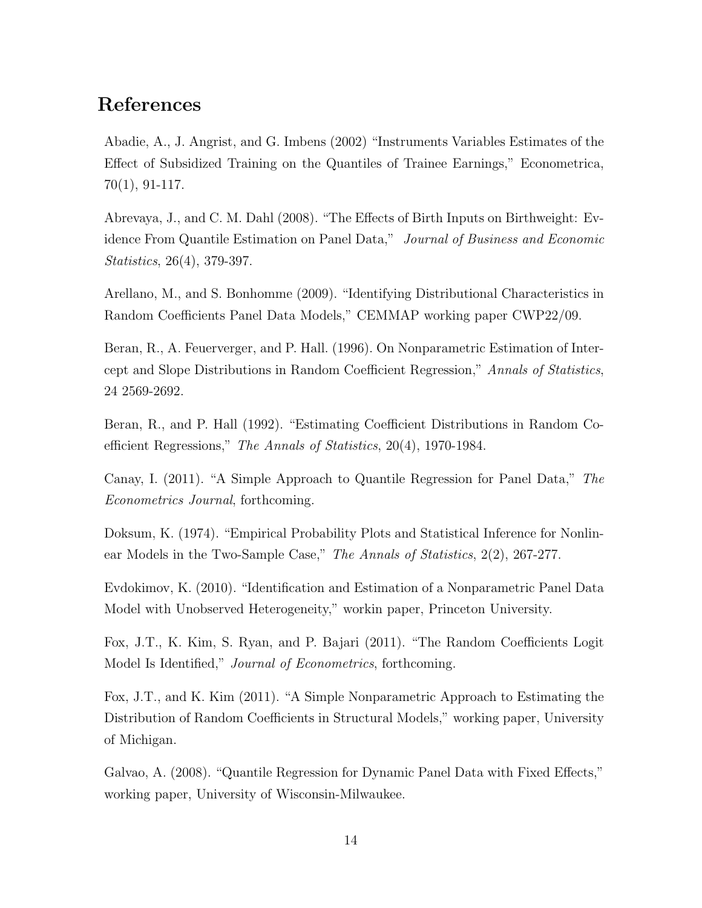# References

Abadie, A., J. Angrist, and G. Imbens (2002) "Instruments Variables Estimates of the Effect of Subsidized Training on the Quantiles of Trainee Earnings," Econometrica, 70(1), 91-117.

Abrevaya, J., and C. M. Dahl (2008). "The Effects of Birth Inputs on Birthweight: Evidence From Quantile Estimation on Panel Data," *Journal of Business and Economic Statistics*, 26(4), 379-397.

Arellano, M., and S. Bonhomme (2009). "Identifying Distributional Characteristics in Random Coefficients Panel Data Models," CEMMAP working paper CWP22/09.

Beran, R., A. Feuerverger, and P. Hall. (1996). On Nonparametric Estimation of Intercept and Slope Distributions in Random Coefficient Regression," *Annals of Statistics*, 24 2569-2692.

Beran, R., and P. Hall (1992). "Estimating Coefficient Distributions in Random Coefficient Regressions," *The Annals of Statistics*, 20(4), 1970-1984.

Canay, I. (2011). "A Simple Approach to Quantile Regression for Panel Data," *The Econometrics Journal*, forthcoming.

Doksum, K. (1974). "Empirical Probability Plots and Statistical Inference for Nonlinear Models in the Two-Sample Case," *The Annals of Statistics*, 2(2), 267-277.

Evdokimov, K. (2010). "Identification and Estimation of a Nonparametric Panel Data Model with Unobserved Heterogeneity," workin paper, Princeton University.

Fox, J.T., K. Kim, S. Ryan, and P. Bajari (2011). "The Random Coefficients Logit Model Is Identified," *Journal of Econometrics*, forthcoming.

Fox, J.T., and K. Kim (2011). "A Simple Nonparametric Approach to Estimating the Distribution of Random Coefficients in Structural Models," working paper, University of Michigan.

Galvao, A. (2008). "Quantile Regression for Dynamic Panel Data with Fixed Effects," working paper, University of Wisconsin-Milwaukee.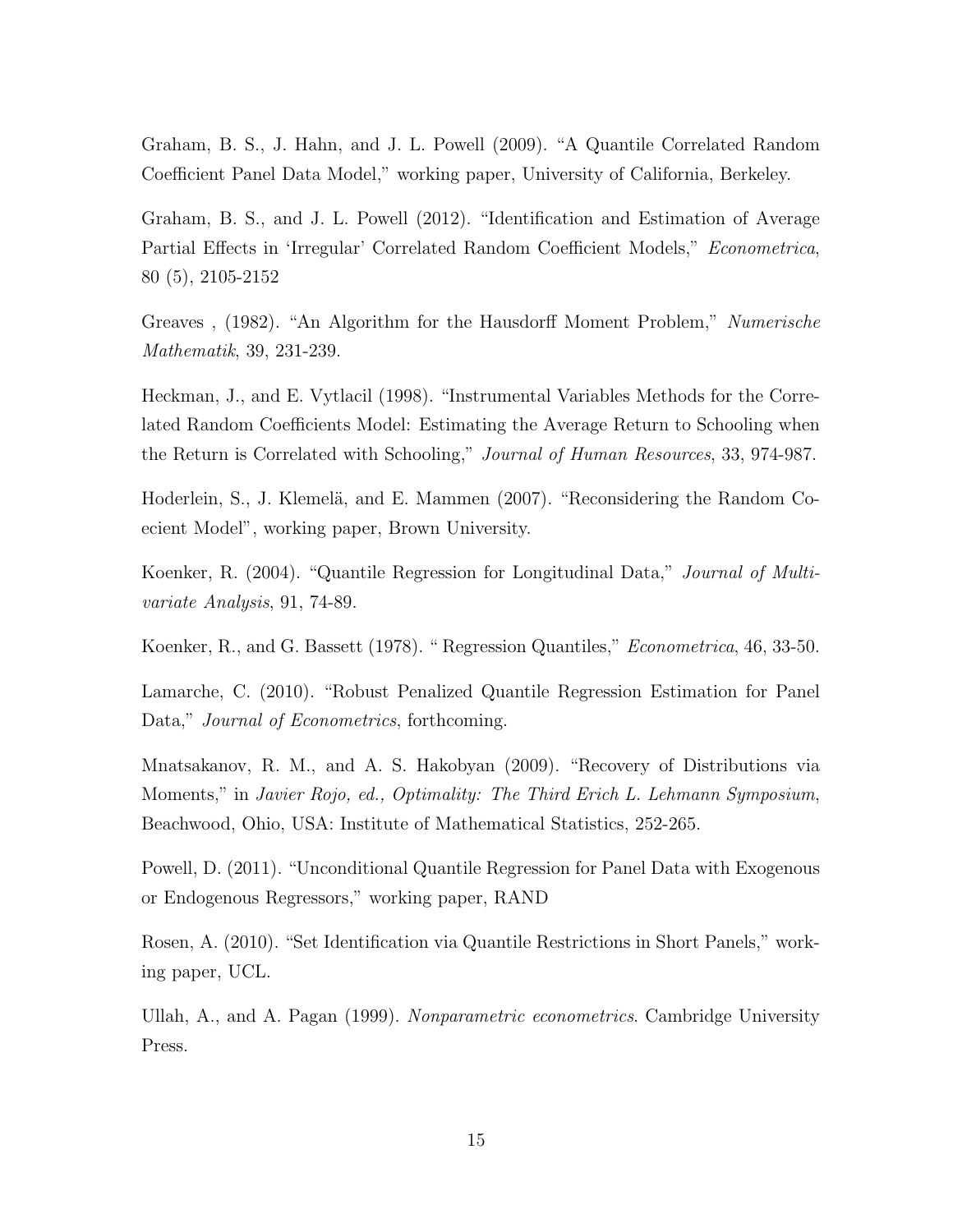Graham, B. S., J. Hahn, and J. L. Powell (2009). "A Quantile Correlated Random Coefficient Panel Data Model," working paper, University of California, Berkeley.

Graham, B. S., and J. L. Powell (2012). "Identification and Estimation of Average Partial Effects in 'Irregular' Correlated Random Coefficient Models," *Econometrica*, 80 (5), 2105-2152

Greaves , (1982). "An Algorithm for the Hausdorff Moment Problem," *Numerische Mathematik*, 39, 231-239.

Heckman, J., and E. Vytlacil (1998). "Instrumental Variables Methods for the Correlated Random Coefficients Model: Estimating the Average Return to Schooling when the Return is Correlated with Schooling," *Journal of Human Resources*, 33, 974-987.

Hoderlein, S., J. Klemelä, and E. Mammen (2007). "Reconsidering the Random Coecient Model", working paper, Brown University.

Koenker, R. (2004). "Quantile Regression for Longitudinal Data," *Journal of Multivariate Analysis*, 91, 74-89.

Koenker, R., and G. Bassett (1978). " Regression Quantiles," *Econometrica*, 46, 33-50.

Lamarche, C. (2010). "Robust Penalized Quantile Regression Estimation for Panel Data," *Journal of Econometrics*, forthcoming.

Mnatsakanov, R. M., and A. S. Hakobyan (2009). "Recovery of Distributions via Moments," in *Javier Rojo, ed., Optimality: The Third Erich L. Lehmann Symposium*, Beachwood, Ohio, USA: Institute of Mathematical Statistics, 252-265.

Powell, D. (2011). "Unconditional Quantile Regression for Panel Data with Exogenous or Endogenous Regressors," working paper, RAND

Rosen, A. (2010). "Set Identification via Quantile Restrictions in Short Panels," working paper, UCL.

Ullah, A., and A. Pagan (1999). *Nonparametric econometrics*. Cambridge University Press.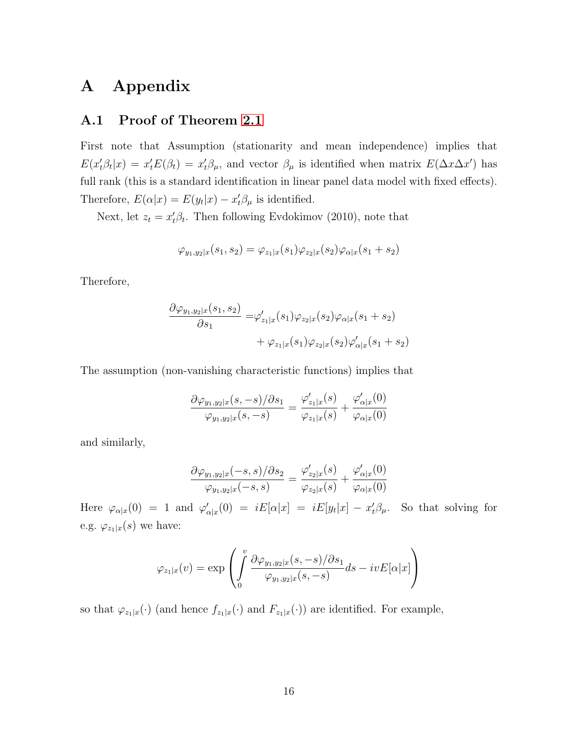# A Appendix

## A.1 Proof of Theorem 2.1

First note that Assumption (stationarity and mean independence) implies that $E(x_t'\beta_t|x) = x_t'E(\beta_t) = x_t'\beta_\mu$, and vector $\beta_\mu$ is identified when matrix $E(\Delta x \Delta x')$ has full rank (this is a standard identification in linear panel data model with fixed effects). Therefore, $E(\alpha|x) = E(y_t|x) - x_t'\beta_\mu$ is identified.

Next, let $z_t = x_t'\beta_t$. Then following Evdokimov (2010), note that

$$\varphi_{y_1,y_2|x}(s_1, s_2) = \varphi_{z_1|x}(s_1)\varphi_{z_2|x}(s_2)\varphi_{\alpha|x}(s_1 + s_2)$$

Therefore,

$$\begin{aligned}\frac{\partial \varphi_{y_1,y_2|x}(s_1, s_2)}{\partial s_1} =& \varphi'_{z_1|x}(s_1)\varphi_{z_2|x}(s_2)\varphi_{\alpha|x}(s_1 + s_2) \\ &+ \varphi_{z_1|x}(s_1)\varphi_{z_2|x}(s_2)\varphi'_{\alpha|x}(s_1 + s_2)\end{aligned}$$

The assumption (non-vanishing characteristic functions) implies that

$$\frac{\partial \varphi_{y_1,y_2|x}(s, -s)/\partial s_1}{\varphi_{y_1,y_2|x}(s, -s)} = \frac{\varphi'_{z_1|x}(s)}{\varphi_{z_1|x}(s)} + \frac{\varphi'_{\alpha|x}(0)}{\varphi_{\alpha|x}(0)}$$

and similarly,

$$\frac{\partial \varphi_{y_1,y_2|x}(-s, s)/\partial s_2}{\varphi_{y_1,y_2|x}(-s, s)} = \frac{\varphi'_{z_2|x}(s)}{\varphi_{z_2|x}(s)} + \frac{\varphi'_{\alpha|x}(0)}{\varphi_{\alpha|x}(0)}$$

Here $\varphi_{\alpha|x}(0) = 1$ and $\varphi'_{\alpha|x}(0) = iE[\alpha|x] = iE[y_t|x] - x_t'\beta_\mu$. So that solving for e.g. $\varphi_{z_1|x}(s)$ we have:

$$\varphi_{z_1|x}(v) = \exp\left(\int_0^v \frac{\partial \varphi_{y_1,y_2|x}(s, -s)/\partial s_1}{\varphi_{y_1,y_2|x}(s, -s)} ds - ivE[\alpha|x]\right)$$

so that $\varphi_{z_1|x}(\cdot)$ (and hence $f_{z_1|x}(\cdot)$ and $F_{z_1|x}(\cdot)$) are identified. For example,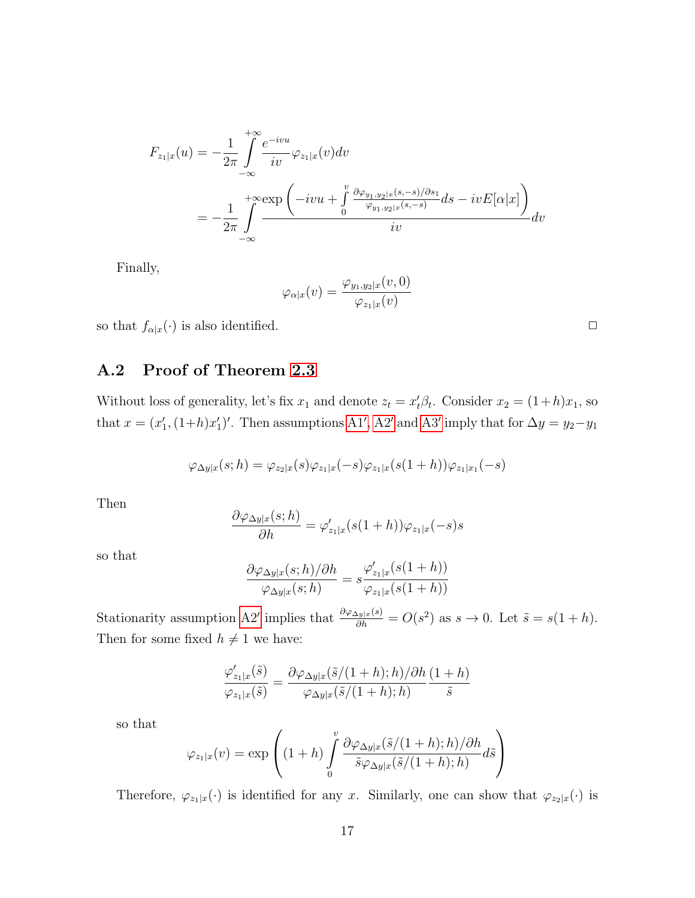$$F_{z_1|x}(u) = -\frac{1}{2\pi}\int\limits_{-\infty}^{+\infty} \frac{e^{-ivu}}{iv}\varphi_{z_1|x}(v)dv$$

$$= -\frac{1}{2\pi}\int\limits_{-\infty}^{+\infty} \frac{\exp\left(-ivu + \int\limits_0^v \frac{\partial\varphi_{y_1,y_2|x}(s,-s)/\partial s_1}{\varphi_{y_1,y_2|x}(s,-s)}ds - ivE[\alpha|x]\right)}{iv}dv$$

Finally,

$$\varphi_{\alpha|x}(v) = \frac{\varphi_{y_1,y_2|x}(v,0)}{\varphi_{z_1|x}(v)}$$

so that $f_{\alpha|x}(\cdot)$ is also identified. □

## A.2 Proof of Theorem 2.3

Without loss of generality, let's fix $x_1$ and denote $z_t = x_t'\beta_t$. Consider $x_2 = (1+h)x_1$, so that $x = (x_1', (1+h)x_1')'$. Then assumptions A1′, A2′ and A3′ imply that for $\Delta y = y_2 - y_1$

$$\varphi_{\Delta y|x}(s;h) = \varphi_{z_2|x}(s)\varphi_{z_1|x}(-s)\varphi_{z_1|x}(s(1+h))\varphi_{z_1|x_1}(-s)$$

Then

$$\frac{\partial\varphi_{\Delta y|x}(s;h)}{\partial h} = \varphi_{z_1|x}'(s(1+h))\varphi_{z_1|x}(-s)s$$

so that

$$\frac{\partial\varphi_{\Delta y|x}(s;h)/\partial h}{\varphi_{\Delta y|x}(s;h)} = s\frac{\varphi_{z_1|x}'(s(1+h))}{\varphi_{z_1|x}(s(1+h))}$$

Stationarity assumption A2′ implies that $\frac{\partial\varphi_{\Delta y|x}(s)}{\partial h} = O(s^2)$ as $s \to 0$. Let $\tilde{s} = s(1+h)$. Then for some fixed $h \neq 1$ we have:

$$\frac{\varphi_{z_1|x}'(\tilde{s})}{\varphi_{z_1|x}(\tilde{s})} = \frac{\partial\varphi_{\Delta y|x}(\tilde{s}/(1+h);h)/\partial h}{\varphi_{\Delta y|x}(\tilde{s}/(1+h);h)}\frac{(1+h)}{\tilde{s}}$$

so that

$$\varphi_{z_1|x}(v) = \exp\left((1+h)\int\limits_0^v \frac{\partial\varphi_{\Delta y|x}(\tilde{s}/(1+h);h)/\partial h}{\tilde{s}\varphi_{\Delta y|x}(\tilde{s}/(1+h);h)}d\tilde{s}\right)$$

Therefore, $\varphi_{z_1|x}(\cdot)$ is identified for any $x$. Similarly, one can show that $\varphi_{z_2|x}(\cdot)$ is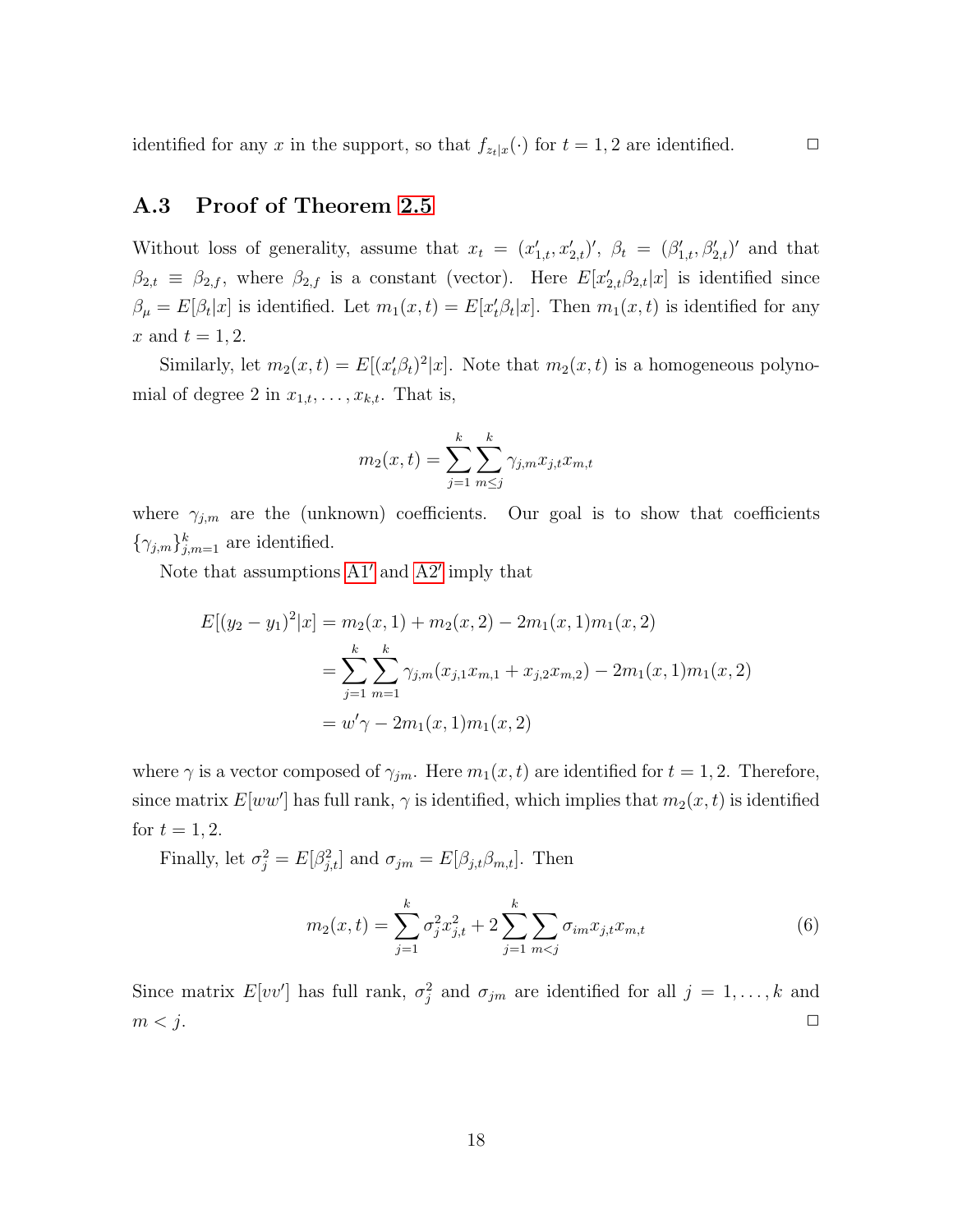identified for any $x$ in the support, so that $f_{z_t|x}(\cdot)$ for $t = 1, 2$ are identified. $\square$

### A.3 Proof of Theorem 2.5

Without loss of generality, assume that $x_t = (x'_{1,t}, x'_{2,t})'$, $\beta_t = (\beta'_{1,t}, \beta'_{2,t})'$ and that $\beta_{2,t} \equiv \beta_{2,f}$, where $\beta_{2,f}$ is a constant (vector). Here $E[x'_{2,t}\beta_{2,t}|x]$ is identified since $\beta_\mu = E[\beta_t|x]$ is identified. Let $m_1(x, t) = E[x'_t\beta_t|x]$. Then $m_1(x, t)$ is identified for any $x$ and $t = 1, 2$.

Similarly, let $m_2(x, t) = E[(x'_t\beta_t)^2|x]$. Note that $m_2(x, t)$ is a homogeneous polynomial of degree 2 in $x_{1,t}, \ldots, x_{k,t}$. That is,

$$m_2(x, t) = \sum_{j=1}^{k} \sum_{m \leq j}^{k} \gamma_{j,m} x_{j,t} x_{m,t}$$

where $\gamma_{j,m}$ are the (unknown) coefficients. Our goal is to show that coefficients $\{\gamma_{j,m}\}_{j,m=1}^{k}$ are identified.

Note that assumptions A1′ and A2′ imply that

$$\begin{aligned}
E[(y_2 - y_1)^2|x] &= m_2(x, 1) + m_2(x, 2) - 2m_1(x, 1)m_1(x, 2) \\
&= \sum_{j=1}^{k} \sum_{m=1}^{k} \gamma_{j,m}(x_{j,1}x_{m,1} + x_{j,2}x_{m,2}) - 2m_1(x, 1)m_1(x, 2) \\
&= w'\gamma - 2m_1(x, 1)m_1(x, 2)
\end{aligned}$$

where $\gamma$ is a vector composed of $\gamma_{jm}$. Here $m_1(x, t)$ are identified for $t = 1, 2$. Therefore, since matrix $E[ww']$ has full rank, $\gamma$ is identified, which implies that $m_2(x, t)$ is identified for $t = 1, 2$.

Finally, let $\sigma_j^2 = E[\beta_{j,t}^2]$ and $\sigma_{jm} = E[\beta_{j,t}\beta_{m,t}]$. Then

$$m_2(x, t) = \sum_{j=1}^{k} \sigma_j^2 x_{j,t}^2 + 2\sum_{j=1}^{k} \sum_{m<j} \sigma_{im} x_{j,t} x_{m,t} \tag{6}$$

Since matrix $E[vv']$ has full rank, $\sigma_j^2$ and $\sigma_{jm}$ are identified for all $j = 1, \ldots, k$ and $m < j$. $\square$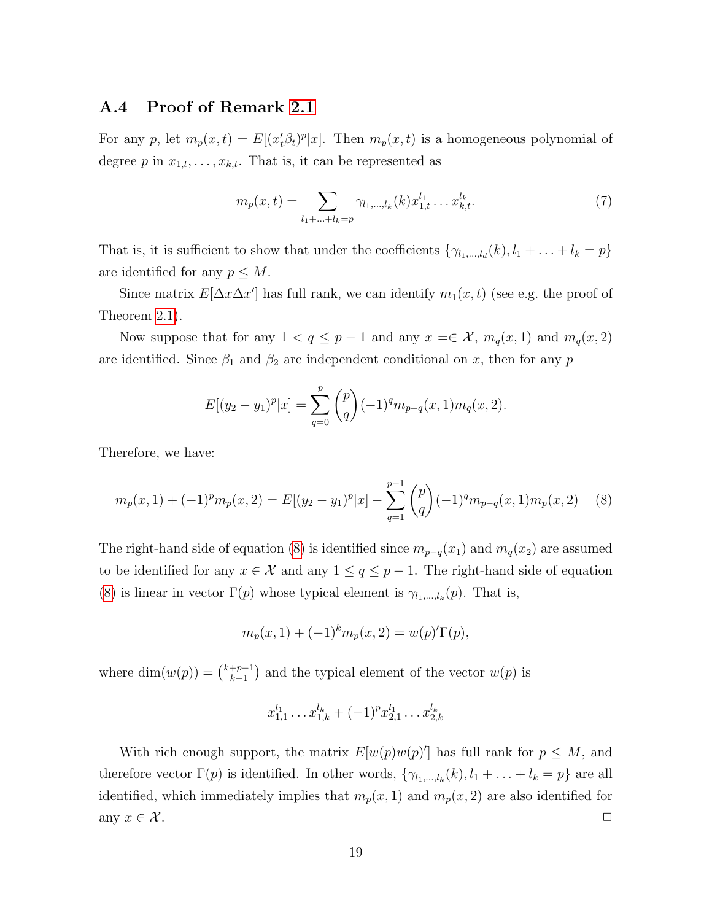### A.4 Proof of Remark 2.1

For any $p$, let $m_p(x,t) = E[(x_t'\beta_t)^p|x]$. Then $m_p(x,t)$ is a homogeneous polynomial of degree $p$ in $x_{1,t},\ldots,x_{k,t}$. That is, it can be represented as

$$m_p(x,t) = \sum_{l_1+\ldots+l_k=p} \gamma_{l_1,\ldots,l_k}(k) x_{1,t}^{l_1}\ldots x_{k,t}^{l_k}. \tag{7}$$

That is, it is sufficient to show that under the coefficients $\{\gamma_{l_1,\ldots,l_d}(k), l_1+\ldots+l_k = p\}$ are identified for any $p \le M$.

Since matrix $E[\Delta x \Delta x']$ has full rank, we can identify $m_1(x,t)$ (see e.g. the proof of Theorem 2.1).

Now suppose that for any $1 < q \le p-1$ and any $x =\in \mathcal{X}$, $m_q(x,1)$ and $m_q(x,2)$ are identified. Since $\beta_1$ and $\beta_2$ are independent conditional on $x$, then for any $p$

$$E[(y_2-y_1)^p|x] = \sum_{q=0}^{p} \binom{p}{q} (-1)^q m_{p-q}(x,1) m_q(x,2).$$

Therefore, we have:

$$m_p(x,1) + (-1)^p m_p(x,2) = E[(y_2-y_1)^p|x] - \sum_{q=1}^{p-1} \binom{p}{q} (-1)^q m_{p-q}(x,1) m_p(x,2) \tag{8}$$

The right-hand side of equation (8) is identified since $m_{p-q}(x_1)$ and $m_q(x_2)$ are assumed to be identified for any $x \in \mathcal{X}$ and any $1 \le q \le p-1$. The right-hand side of equation (8) is linear in vector $\Gamma(p)$ whose typical element is $\gamma_{l_1,\ldots,l_k}(p)$. That is,

$$m_p(x,1) + (-1)^k m_p(x,2) = w(p)'\Gamma(p),$$

where $\dim(w(p)) = \binom{k+p-1}{k-1}$ and the typical element of the vector $w(p)$ is

$$x_{1,1}^{l_1}\ldots x_{1,k}^{l_k} + (-1)^p x_{2,1}^{l_1}\ldots x_{2,k}^{l_k}$$

With rich enough support, the matrix $E[w(p)w(p)']$ has full rank for $p \le M$, and therefore vector $\Gamma(p)$ is identified. In other words, $\{\gamma_{l_1,\ldots,l_k}(k), l_1+\ldots+l_k = p\}$ are all identified, which immediately implies that $m_p(x,1)$ and $m_p(x,2)$ are also identified for any $x \in \mathcal{X}$. □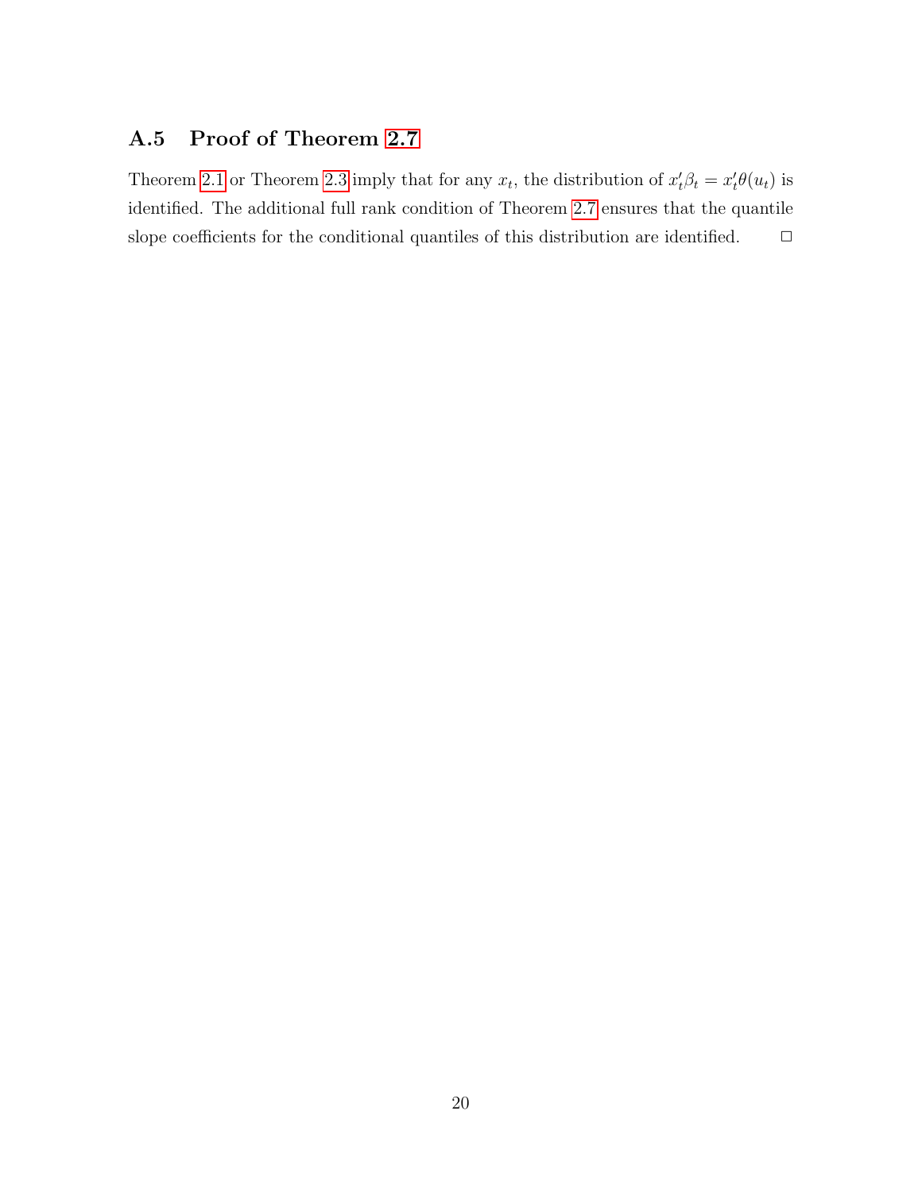### A.5 Proof of Theorem 2.7

Theorem 2.1 or Theorem 2.3 imply that for any $x_t$, the distribution of $x_t'\beta_t = x_t'\theta(u_t)$ is identified. The additional full rank condition of Theorem 2.7 ensures that the quantile slope coefficients for the conditional quantiles of this distribution are identified. □